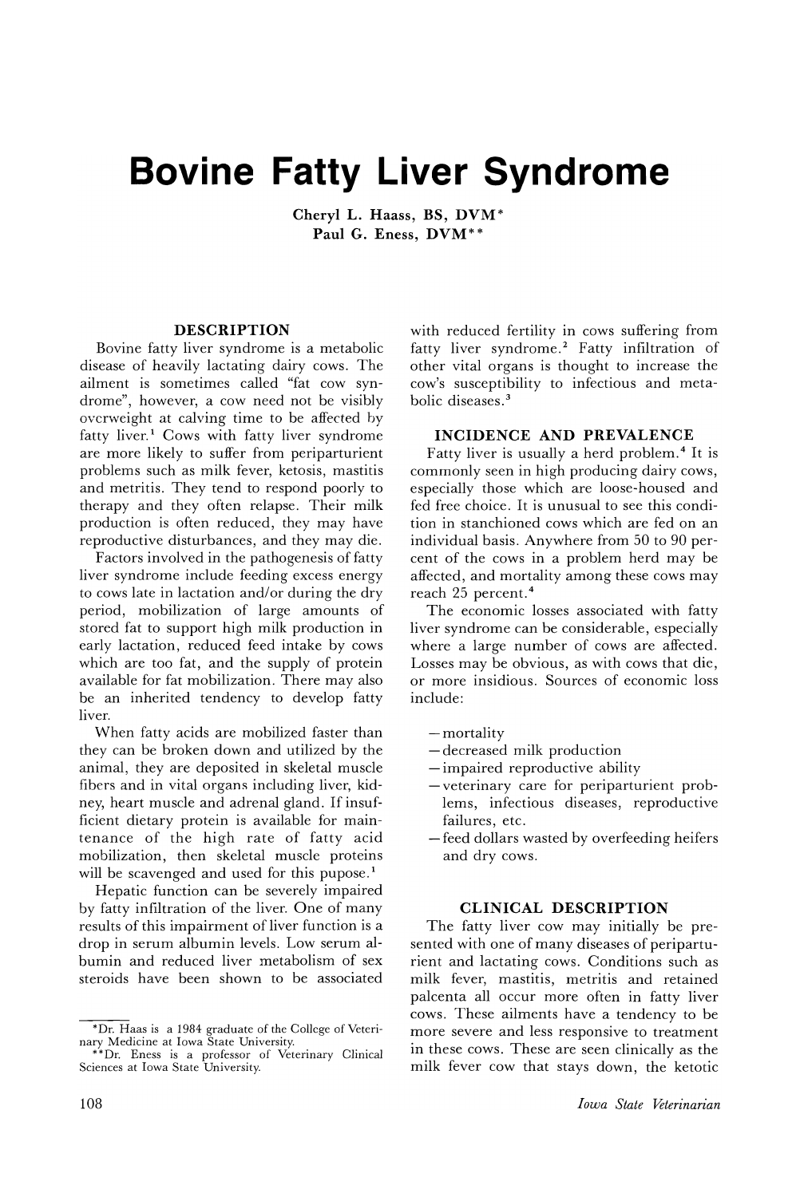# Bovine Fatty Liver Syndrome

Cheryl L. Haass, BS, DVM*
Paul G. Eness, DVM**

## DESCRIPTION

Bovine fatty liver syndrome is a metabolic disease of heavily lactating dairy cows. The ailment is sometimes called "fat cow syndrome", however, a cow need not be visibly overweight at calving time to be affected by fatty liver.[1] Cows with fatty liver syndrome are more likely to suffer from periparturient problems such as milk fever, ketosis, mastitis and metritis. They tend to respond poorly to therapy and they often relapse. Their milk production is often reduced, they may have reproductive disturbances, and they may die.

Factors involved in the pathogenesis of fatty liver syndrome include feeding excess energy to cows late in lactation and/or during the dry period, mobilization of large amounts of stored fat to support high milk production in early lactation, reduced feed intake by cows which are too fat, and the supply of protein available for fat mobilization. There may also be an inherited tendency to develop fatty liver.

When fatty acids are mobilized faster than they can be broken down and utilized by the animal, they are deposited in skeletal muscle fibers and in vital organs including liver, kidney, heart muscle and adrenal gland. If insufficient dietary protein is available for maintenance of the high rate of fatty acid mobilization, then skeletal muscle proteins will be scavenged and used for this pupose.[1]

Hepatic function can be severely impaired by fatty infiltration of the liver. One of many results of this impairment of liver function is a drop in serum albumin levels. Low serum albumin and reduced liver metabolism of sex steroids have been shown to be associated with reduced fertility in cows suffering from fatty liver syndrome.[2] Fatty infiltration of other vital organs is thought to increase the cow's susceptibility to infectious and metabolic diseases.[3]

## INCIDENCE AND PREVALENCE

Fatty liver is usually a herd problem.[4] It is commonly seen in high producing dairy cows, especially those which are loose-housed and fed free choice. It is unusual to see this condition in stanchioned cows which are fed on an individual basis. Anywhere from 50 to 90 percent of the cows in a problem herd may be affected, and mortality among these cows may reach 25 percent.[4]

The economic losses associated with fatty liver syndrome can be considerable, especially where a large number of cows are affected. Losses may be obvious, as with cows that die, or more insidious. Sources of economic loss include:

- mortality
- decreased milk production
- impaired reproductive ability
- veterinary care for periparturient problems, infectious diseases, reproductive failures, etc.
- feed dollars wasted by overfeeding heifers and dry cows.

## CLINICAL DESCRIPTION

The fatty liver cow may initially be presented with one of many diseases of periparturient and lactating cows. Conditions such as milk fever, mastitis, metritis and retained palcenta all occur more often in fatty liver cows. These ailments have a tendency to be more severe and less responsive to treatment in these cows. These are seen clinically as the milk fever cow that stays down, the ketotic

---

*Dr. Haas is a 1984 graduate of the College of Veterinary Medicine at Iowa State University.

**Dr. Eness is a professor of Veterinary Clinical Sciences at Iowa State University.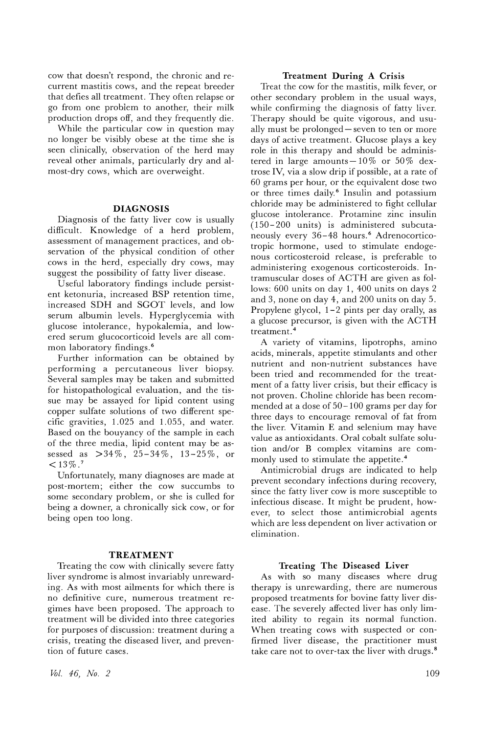cow that doesn't respond, the chronic and recurrent mastitis cows, and the repeat breeder that defies all treatment. They often relapse or go from one problem to another, their milk production drops off, and they frequently die.

While the particular cow in question may no longer be visibly obese at the time she is seen clinically, observation of the herd may reveal other animals, particularly dry and almost-dry cows, which are overweight.

## DIAGNOSIS

Diagnosis of the fatty liver cow is usually difficult. Knowledge of a herd problem, assessment of management practices, and observation of the physical condition of other cows in the herd, especially dry cows, may suggest the possibility of fatty liver disease.

Useful laboratory findings include persistent ketonuria, increased BSP retention time, increased SDH and SGOT levels, and low serum albumin levels. Hyperglycemia with glucose intolerance, hypokalemia, and lowered serum glucocorticoid levels are all common laboratory findings.[6]

Further information can be obtained by performing a percutaneous liver biopsy. Several samples may be taken and submitted for histopathological evaluation, and the tissue may be assayed for lipid content using copper sulfate solutions of two different specific gravities, 1.025 and 1.055, and water. Based on the bouyancy of the sample in each of the three media, lipid content may be assessed as >34%, 25–34%, 13–25%, or <13%.[7]

Unfortunately, many diagnoses are made at post-mortem; either the cow succumbs to some secondary problem, or she is culled for being a downer, a chronically sick cow, or for being open too long.

## TREATMENT

Treating the cow with clinically severe fatty liver syndrome is almost invariably unrewarding. As with most ailments for which there is no definitive cure, numerous treatment regimes have been proposed. The approach to treatment will be divided into three categories for purposes of discussion: treatment during a crisis, treating the diseased liver, and prevention of future cases.

### Treatment During A Crisis

Treat the cow for the mastitis, milk fever, or other secondary problem in the usual ways, while confirming the diagnosis of fatty liver. Therapy should be quite vigorous, and usually must be prolonged—seven to ten or more days of active treatment. Glucose plays a key role in this therapy and should be administered in large amounts—10% or 50% dextrose IV, via a slow drip if possible, at a rate of 60 grams per hour, or the equivalent dose two or three times daily.[6] Insulin and potassium chloride may be administered to fight cellular glucose intolerance. Protamine zinc insulin (150–200 units) is administered subcutaneously every 36–48 hours.[6] Adrenocorticotropic hormone, used to stimulate endogenous corticosteroid release, is preferable to administering exogenous corticosteroids. Intramuscular doses of ACTH are given as follows: 600 units on day 1, 400 units on days 2 and 3, none on day 4, and 200 units on day 5. Propylene glycol, 1–2 pints per day orally, as a glucose precursor, is given with the ACTH treatment.[4]

A variety of vitamins, lipotrophs, amino acids, minerals, appetite stimulants and other nutrient and non-nutrient substances have been tried and recommended for the treatment of a fatty liver crisis, but their efficacy is not proven. Choline chloride has been recommended at a dose of 50–100 grams per day for three days to encourage removal of fat from the liver. Vitamin E and selenium may have value as antioxidants. Oral cobalt sulfate solution and/or B complex vitamins are commonly used to stimulate the appetite.[4]

Antimicrobial drugs are indicated to help prevent secondary infections during recovery, since the fatty liver cow is more susceptible to infectious disease. It might be prudent, however, to select those antimicrobial agents which are less dependent on liver activation or elimination.

### Treating The Diseased Liver

As with so many diseases where drug therapy is unrewarding, there are numerous proposed treatments for bovine fatty liver disease. The severely affected liver has only limited ability to regain its normal function. When treating cows with suspected or confirmed liver disease, the practitioner must take care not to over-tax the liver with drugs.[8]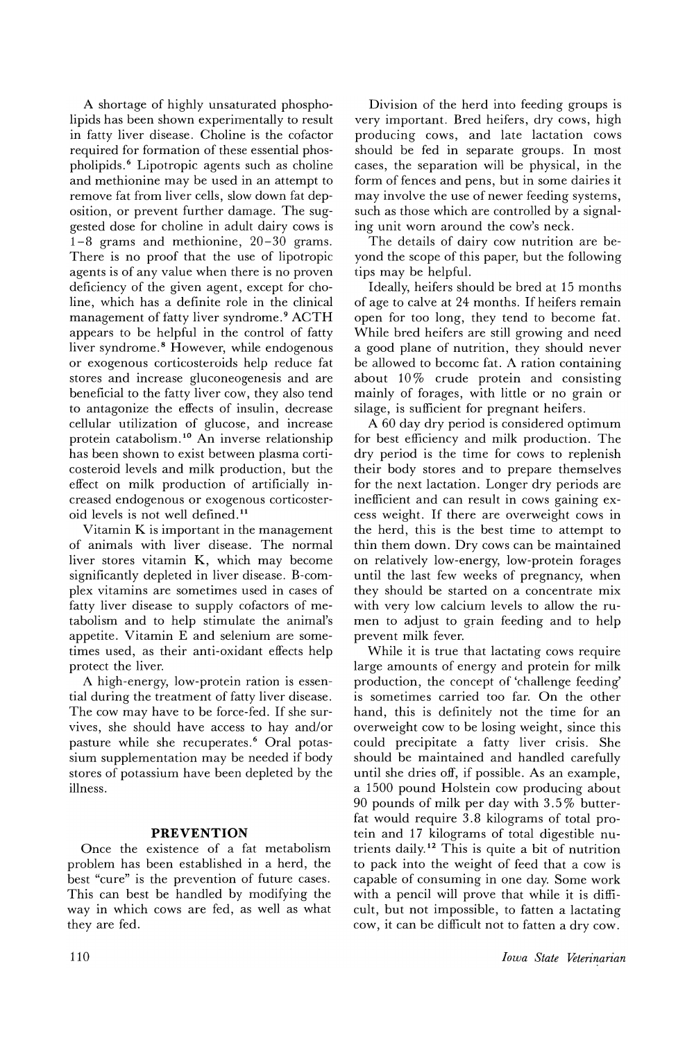A shortage of highly unsaturated phospholipids has been shown experimentally to result in fatty liver disease. Choline is the cofactor required for formation of these essential phospholipids.[6] Lipotropic agents such as choline and methionine may be used in an attempt to remove fat from liver cells, slow down fat deposition, or prevent further damage. The suggested dose for choline in adult dairy cows is 1–8 grams and methionine, 20–30 grams. There is no proof that the use of lipotropic agents is of any value when there is no proven deficiency of the given agent, except for choline, which has a definite role in the clinical management of fatty liver syndrome.[9] ACTH appears to be helpful in the control of fatty liver syndrome.[8] However, while endogenous or exogenous corticosteroids help reduce fat stores and increase gluconeogenesis and are beneficial to the fatty liver cow, they also tend to antagonize the effects of insulin, decrease cellular utilization of glucose, and increase protein catabolism.[10] An inverse relationship has been shown to exist between plasma corticosteroid levels and milk production, but the effect on milk production of artificially increased endogenous or exogenous corticosteroid levels is not well defined.[11]

Vitamin K is important in the management of animals with liver disease. The normal liver stores vitamin K, which may become significantly depleted in liver disease. B-complex vitamins are sometimes used in cases of fatty liver disease to supply cofactors of metabolism and to help stimulate the animal's appetite. Vitamin E and selenium are sometimes used, as their anti-oxidant effects help protect the liver.

A high-energy, low-protein ration is essential during the treatment of fatty liver disease. The cow may have to be force-fed. If she survives, she should have access to hay and/or pasture while she recuperates.[6] Oral potassium supplementation may be needed if body stores of potassium have been depleted by the illness.

## PREVENTION

Once the existence of a fat metabolism problem has been established in a herd, the best "cure" is the prevention of future cases. This can best be handled by modifying the way in which cows are fed, as well as what they are fed.

Division of the herd into feeding groups is very important. Bred heifers, dry cows, high producing cows, and late lactation cows should be fed in separate groups. In most cases, the separation will be physical, in the form of fences and pens, but in some dairies it may involve the use of newer feeding systems, such as those which are controlled by a signaling unit worn around the cow's neck.

The details of dairy cow nutrition are beyond the scope of this paper, but the following tips may be helpful.

Ideally, heifers should be bred at 15 months of age to calve at 24 months. If heifers remain open for too long, they tend to become fat. While bred heifers are still growing and need a good plane of nutrition, they should never be allowed to become fat. A ration containing about 10% crude protein and consisting mainly of forages, with little or no grain or silage, is sufficient for pregnant heifers.

A 60 day dry period is considered optimum for best efficiency and milk production. The dry period is the time for cows to replenish their body stores and to prepare themselves for the next lactation. Longer dry periods are inefficient and can result in cows gaining excess weight. If there are overweight cows in the herd, this is the best time to attempt to thin them down. Dry cows can be maintained on relatively low-energy, low-protein forages until the last few weeks of pregnancy, when they should be started on a concentrate mix with very low calcium levels to allow the rumen to adjust to grain feeding and to help prevent milk fever.

While it is true that lactating cows require large amounts of energy and protein for milk production, the concept of 'challenge feeding' is sometimes carried too far. On the other hand, this is definitely not the time for an overweight cow to be losing weight, since this could precipitate a fatty liver crisis. She should be maintained and handled carefully until she dries off, if possible. As an example, a 1500 pound Holstein cow producing about 90 pounds of milk per day with 3.5% butterfat would require 3.8 kilograms of total protein and 17 kilograms of total digestible nutrients daily.[12] This is quite a bit of nutrition to pack into the weight of feed that a cow is capable of consuming in one day. Some work with a pencil will prove that while it is difficult, but not impossible, to fatten a lactating cow, it can be difficult not to fatten a dry cow.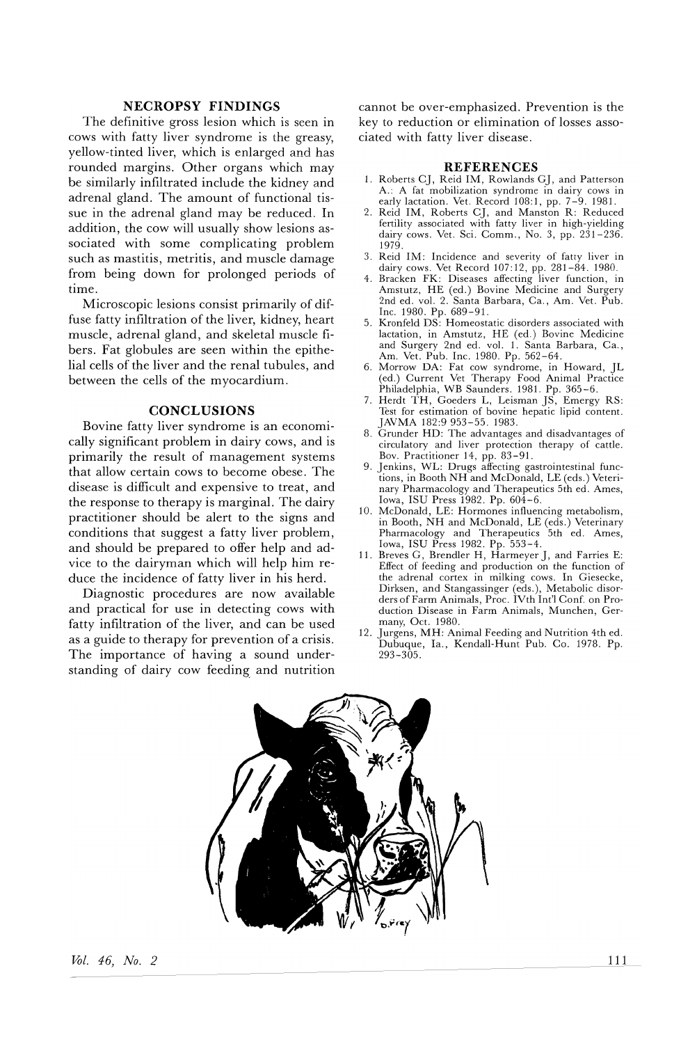## NECROPSY FINDINGS

The definitive gross lesion which is seen in cows with fatty liver syndrome is the greasy, yellow-tinted liver, which is enlarged and has rounded margins. Other organs which may be similarly infiltrated include the kidney and adrenal gland. The amount of functional tissue in the adrenal gland may be reduced. In addition, the cow will usually show lesions associated with some complicating problem such as mastitis, metritis, and muscle damage from being down for prolonged periods of time.

Microscopic lesions consist primarily of diffuse fatty infiltration of the liver, kidney, heart muscle, adrenal gland, and skeletal muscle fibers. Fat globules are seen within the epithelial cells of the liver and the renal tubules, and between the cells of the myocardium.

## CONCLUSIONS

Bovine fatty liver syndrome is an economically significant problem in dairy cows, and is primarily the result of management systems that allow certain cows to become obese. The disease is difficult and expensive to treat, and the response to therapy is marginal. The dairy practitioner should be alert to the signs and conditions that suggest a fatty liver problem, and should be prepared to offer help and advice to the dairyman which will help him reduce the incidence of fatty liver in his herd.

Diagnostic procedures are now available and practical for use in detecting cows with fatty infiltration of the liver, and can be used as a guide to therapy for prevention of a crisis. The importance of having a sound understanding of dairy cow feeding and nutrition cannot be over-emphasized. Prevention is the key to reduction or elimination of losses associated with fatty liver disease.

## REFERENCES

1. Roberts CJ, Reid IM, Rowlands GJ, and Patterson A.: A fat mobilization syndrome in dairy cows in early lactation. Vet. Record 108:1, pp. 7–9. 1981.
2. Reid IM, Roberts CJ, and Manston R: Reduced fertility associated with fatty liver in high-yielding dairy cows. Vet. Sci. Comm., No. 3, pp. 231–236. 1979.
3. Reid IM: Incidence and severity of fatty liver in dairy cows. Vet Record 107:12, pp. 281–84. 1980.
4. Bracken FK: Diseases affecting liver function, in Amstutz, HE (ed.) Bovine Medicine and Surgery 2nd ed. vol. 2. Santa Barbara, Ca., Am. Vet. Pub. Inc. 1980. Pp. 689–91.
5. Kronfeld DS: Homeostatic disorders associated with lactation, in Amstutz, HE (ed.) Bovine Medicine and Surgery 2nd ed. vol. 1. Santa Barbara, Ca., Am. Vet. Pub. Inc. 1980. Pp. 562–64.
6. Morrow DA: Fat cow syndrome, in Howard, JL (ed.) Current Vet Therapy Food Animal Practice Philadelphia, WB Saunders. 1981. Pp. 365–6.
7. Herdt TH, Goeders L, Leisman JS, Emergy RS: Test for estimation of bovine hepatic lipid content. JAVMA 182:9 953–55. 1983.
8. Grunder HD: The advantages and disadvantages of circulatory and liver protection therapy of cattle. Bov. Practitioner 14, pp. 83–91.
9. Jenkins, WL: Drugs affecting gastrointestinal functions, in Booth NH and McDonald, LE (eds.) Veterinary Pharmacology and Therapeutics 5th ed. Ames, Iowa, ISU Press 1982. Pp. 604–6.
10. McDonald, LE: Hormones influencing metabolism, in Booth, NH and McDonald, LE (eds.) Veterinary Pharmacology and Therapeutics 5th ed. Ames, Iowa, ISU Press 1982. Pp. 553–4.
11. Breves G, Brendler H, Harmeyer J, and Farries E: Effect of feeding and production on the function of the adrenal cortex in milking cows. In Giesecke, Dirksen, and Stangassinger (eds.), Metabolic disorders of Farm Animals, Proc. IVth Int'l Conf. on Production Disease in Farm Animals, Munchen, Germany, Oct. 1980.
12. Jurgens, MH: Animal Feeding and Nutrition 4th ed. Dubuque, Ia., Kendall-Hunt Pub. Co. 1978. Pp. 293–305.